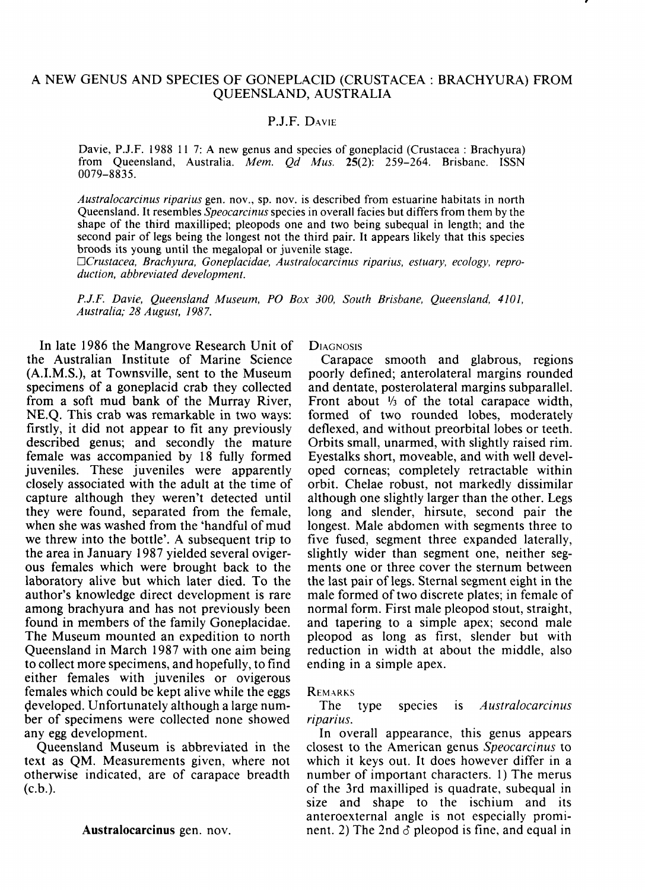# A NEW GENUS AND SPECIES OF GONEPLACID (CRUSTACEA : BRACHYURA) FROM QUEENSLAND, AUSTRALIA

P.J.F. DAVIE

Davie, P.J.F. 1988 11 7: A new genus and species of goneplacid (Crustacea : Brachyura) from Queensland, Australia. *Mem. Qd Mus.* **25**(2): 259–264. Brisbane. ISSN 0079-8835.

*Australocarcinus riparius* gen. nov., sp. nov. is described from estuarine habitats in north Queensland. It resembles *Speocarcinus* species in overall facies but differs from them by the shape of the third maxilliped; pleopods one and two being subequal in length; and the second pair of legs being the longest not the third pair. It appears likely that this species broods its young until the megalopal or juvenile stage.

□*Crustacea, Brachyura, Goneplacidae, Australocarcinus riparius, estuary, ecology, reproduction, abbreviated development.*

*P.J.F. Davie, Queensland Museum, PO Box 300, South Brisbane, Queensland, 4101, Australia; 28 August, 1987.*

In late 1986 the Mangrove Research Unit of the Australian Institute of Marine Science (A.I.M.S.), at Townsville, sent to the Museum specimens of a goneplacid crab they collected from a soft mud bank of the Murray River, NE.Q. This crab was remarkable in two ways: firstly, it did not appear to fit any previously described genus; and secondly the mature female was accompanied by 18 fully formed juveniles. These juveniles were apparently closely associated with the adult at the time of capture although they weren't detected until they were found, separated from the female, when she was washed from the 'handful of mud we threw into the bottle'. A subsequent trip to the area in January 1987 yielded several ovigerous females which were brought back to the laboratory alive but which later died. To the author's knowledge direct development is rare among brachyura and has not previously been found in members of the family Goneplacidae. The Museum mounted an expedition to north Queensland in March 1987 with one aim being to collect more specimens, and hopefully, to find either females with juveniles or ovigerous females which could be kept alive while the eggs developed. Unfortunately although a large number of specimens were collected none showed any egg development.

Queensland Museum is abbreviated in the text as QM. Measurements given, where not otherwise indicated, are of carapace breadth (c.b.).

## **Australocarcinus** gen. nov.

### DIAGNOSIS

Carapace smooth and glabrous, regions poorly defined; anterolateral margins rounded and dentate, posterolateral margins subparallel. Front about ⅓ of the total carapace width, formed of two rounded lobes, moderately deflexed, and without preorbital lobes or teeth. Orbits small, unarmed, with slightly raised rim. Eyestalks short, moveable, and with well developed corneas; completely retractable within orbit. Chelae robust, not markedly dissimilar although one slightly larger than the other. Legs long and slender, hirsute, second pair the longest. Male abdomen with segments three to five fused, segment three expanded laterally, slightly wider than segment one, neither segments one or three cover the sternum between the last pair of legs. Sternal segment eight in the male formed of two discrete plates; in female of normal form. First male pleopod stout, straight, and tapering to a simple apex; second male pleopod as long as first, slender but with reduction in width at about the middle, also ending in a simple apex.

### REMARKS

The type species is *Australocarcinus riparius*.

In overall appearance, this genus appears closest to the American genus *Speocarcinus* to which it keys out. It does however differ in a number of important characters. 1) The merus of the 3rd maxilliped is quadrate, subequal in size and shape to the ischium and its anteroexternal angle is not especially prominent. 2) The 2nd ♂ pleopod is fine, and equal in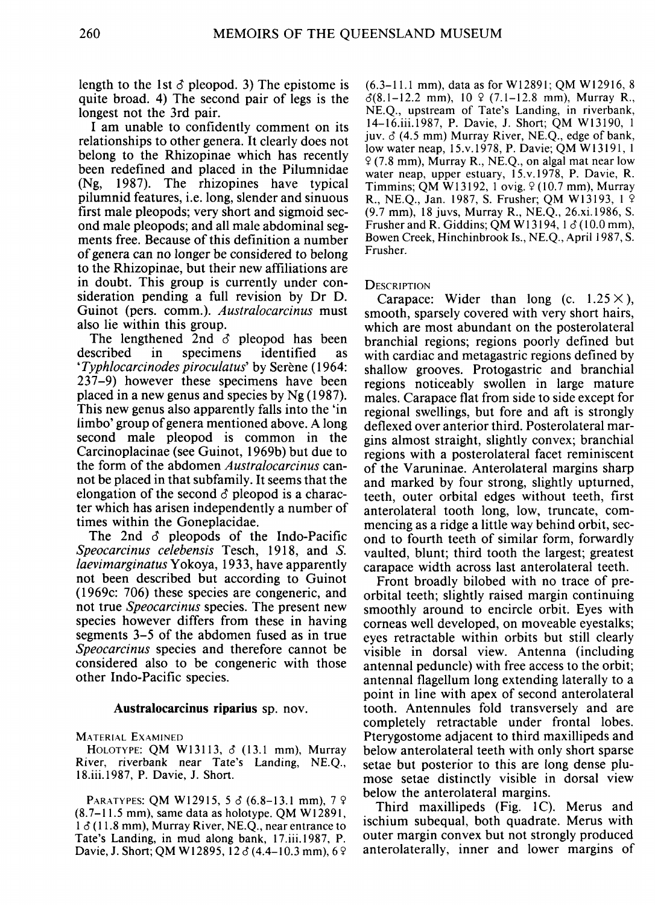length to the 1st ♂ pleopod. 3) The epistome is quite broad. 4) The second pair of legs is the longest not the 3rd pair.

I am unable to confidently comment on its relationships to other genera. It clearly does not belong to the Rhizopinae which has recently been redefined and placed in the Pilumnidae (Ng, 1987). The rhizopines have typical pilumnid features, i.e. long, slender and sinuous first male pleopods; very short and sigmoid second male pleopods; and all male abdominal segments free. Because of this definition a number of genera can no longer be considered to belong to the Rhizopinae, but their new affiliations are in doubt. This group is currently under consideration pending a full revision by Dr D. Guinot (pers. comm.). *Australocarcinus* must also lie within this group.

The lengthened 2nd ♂ pleopod has been described in specimens identified as '*Typhlocarcinodes piroculatus*' by Serène (1964: 237–9) however these specimens have been placed in a new genus and species by Ng (1987). This new genus also apparently falls into the 'in limbo' group of genera mentioned above. A long second male pleopod is common in the Carcinoplacinae (see Guinot, 1969b) but due to the form of the abdomen *Australocarcinus* cannot be placed in that subfamily. It seems that the elongation of the second ♂ pleopod is a character which has arisen independently a number of times within the Goneplacidae.

The 2nd ♂ pleopods of the Indo-Pacific *Speocarcinus celebensis* Tesch, 1918, and *S. laevimarginatus* Yokoya, 1933, have apparently not been described but according to Guinot (1969c: 706) these species are congeneric, and not true *Speocarcinus* species. The present new species however differs from these in having segments 3–5 of the abdomen fused as in true *Speocarcinus* species and therefore cannot be considered also to be congeneric with those other Indo-Pacific species.

### Australocarcinus riparius sp. nov.

MATERIAL EXAMINED

HOLOTYPE: QM W13113, ♂ (13.1 mm), Murray River, riverbank near Tate's Landing, NE.Q., 18.iii.1987, P. Davie, J. Short.

PARATYPES: QM W12915, 5 ♂ (6.8–13.1 mm), 7 ♀ (8.7–11.5 mm), same data as holotype. QM W12891, 1 ♂ (11.8 mm), Murray River, NE.Q., near entrance to Tate's Landing, in mud along bank, 17.iii.1987, P. Davie, J. Short; QM W12895, 12 ♂ (4.4–10.3 mm), 6 ♀ (6.3–11.1 mm), data as for W12891; QM W12916, 8 ♂ (8.1–12.2 mm), 10 ♀ (7.1–12.8 mm), Murray R., NE.Q., upstream of Tate's Landing, in riverbank, 14–16.iii.1987, P. Davie, J. Short; QM W13190, 1 juv. ♂ (4.5 mm) Murray River, NE.Q., edge of bank, low water neap, 15.v.1978, P. Davie; QM W13191, 1 ♀ (7.8 mm), Murray R., NE.Q., on algal mat near low water neap, upper estuary, 15.v.1978, P. Davie, R. Timmins; QM W13192, 1 ovig. ♀ (10.7 mm), Murray R., NE.Q., Jan. 1987, S. Frusher; QM W13193, 1 ♀ (9.7 mm), 18 juvs, Murray R., NE.Q., 26.xi.1986, S. Frusher and R. Giddins; QM W13194, 1 ♂ (10.0 mm), Bowen Creek, Hinchinbrook Is., NE.Q., April 1987, S. Frusher.

DESCRIPTION

Carapace: Wider than long (c. 1.25×), smooth, sparsely covered with very short hairs, which are most abundant on the posterolateral branchial regions; regions poorly defined but with cardiac and metagastric regions defined by shallow grooves. Protogastric and branchial regions noticeably swollen in large mature males. Carapace flat from side to side except for regional swellings, but fore and aft is strongly deflexed over anterior third. Posterolateral margins almost straight, slightly convex; branchial regions with a posterolateral facet reminiscent of the Varuninae. Anterolateral margins sharp and marked by four strong, slightly upturned, teeth, outer orbital edges without teeth, first anterolateral tooth long, low, truncate, commencing as a ridge a little way behind orbit, second to fourth teeth of similar form, forwardly vaulted, blunt; third tooth the largest; greatest carapace width across last anterolateral teeth.

Front broadly bilobed with no trace of preorbital teeth; slightly raised margin continuing smoothly around to encircle orbit. Eyes with corneas well developed, on moveable eyestalks; eyes retractable within orbits but still clearly visible in dorsal view. Antenna (including antennal peduncle) with free access to the orbit; antennal flagellum long extending laterally to a point in line with apex of second anterolateral tooth. Antennules fold transversely and are completely retractable under frontal lobes. Pterygostome adjacent to third maxillipeds and below anterolateral teeth with only short sparse setae but posterior to this are long dense plumose setae distinctly visible in dorsal view below the anterolateral margins.

Third maxillipeds (Fig. 1C). Merus and ischium subequal, both quadrate. Merus with outer margin convex but not strongly produced anterolaterally, inner and lower margins of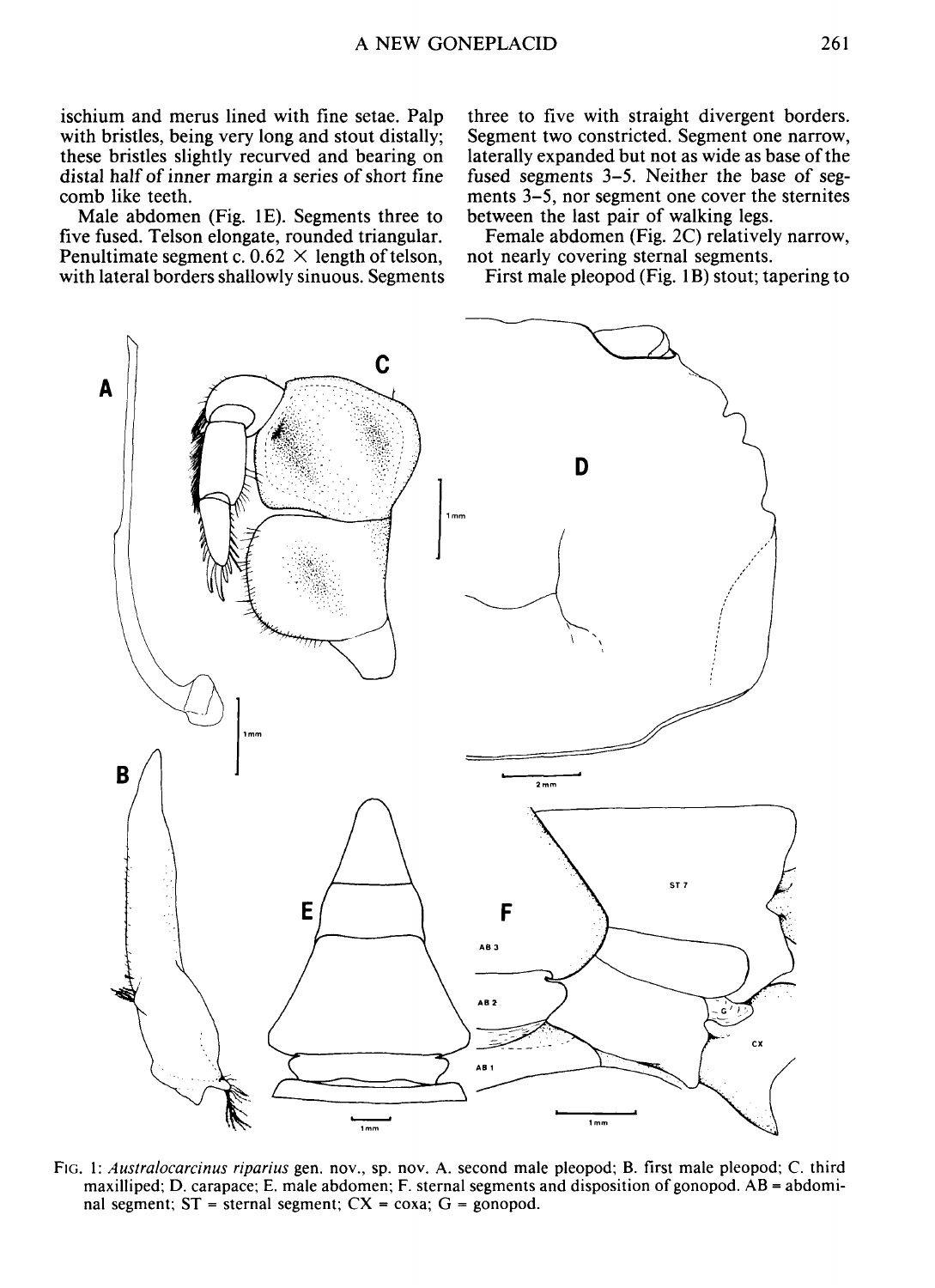ischium and merus lined with fine setae. Palp with bristles, being very long and stout distally; these bristles slightly recurved and bearing on distal half of inner margin a series of short fine comb like teeth.

Male abdomen (Fig. 1E). Segments three to five fused. Telson elongate, rounded triangular. Penultimate segment c. 0.62 × length of telson, with lateral borders shallowly sinuous. Segments three to five with straight divergent borders. Segment two constricted. Segment one narrow, laterally expanded but not as wide as base of the fused segments 3–5. Neither the base of segments 3–5, nor segment one cover the sternites between the last pair of walking legs.

Female abdomen (Fig. 2C) relatively narrow, not nearly covering sternal segments.

First male pleopod (Fig. 1B) stout; tapering to

FIG. 1: *Australocarcinus riparius* gen. nov., sp. nov. A. second male pleopod; B. first male pleopod; C. third maxilliped; D. carapace; E. male abdomen; F. sternal segments and disposition of gonopod. AB = abdominal segment; ST = sternal segment; CX = coxa; G = gonopod.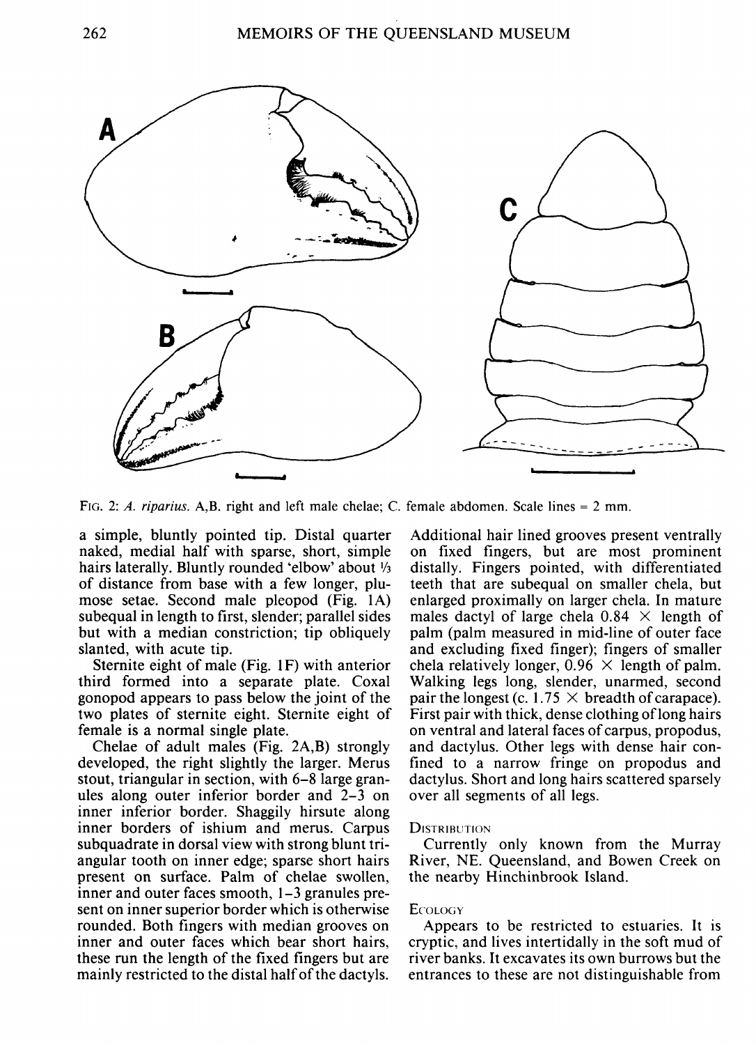FIG. 2: *A. riparius*. A,B. right and left male chelae; C. female abdomen. Scale lines = 2 mm.

a simple, bluntly pointed tip. Distal quarter naked, medial half with sparse, short, simple hairs laterally. Bluntly rounded 'elbow' about ⅓ of distance from base with a few longer, plumose setae. Second male pleopod (Fig. 1A) subequal in length to first, slender; parallel sides but with a median constriction; tip obliquely slanted, with acute tip.

Sternite eight of male (Fig. 1F) with anterior third formed into a separate plate. Coxal gonopod appears to pass below the joint of the two plates of sternite eight. Sternite eight of female is a normal single plate.

Chelae of adult males (Fig. 2A,B) strongly developed, the right slightly the larger. Merus stout, triangular in section, with 6–8 large granules along outer inferior border and 2–3 on inner inferior border. Shaggily hirsute along inner borders of ishium and merus. Carpus subquadrate in dorsal view with strong blunt triangular tooth on inner edge; sparse short hairs present on surface. Palm of chelae swollen, inner and outer faces smooth, 1–3 granules present on inner superior border which is otherwise rounded. Both fingers with median grooves on inner and outer faces which bear short hairs, these run the length of the fixed fingers but are mainly restricted to the distal half of the dactyls. Additional hair lined grooves present ventrally on fixed fingers, but are most prominent distally. Fingers pointed, with differentiated teeth that are subequal on smaller chela, but enlarged proximally on larger chela. In mature males dactyl of large chela 0.84 × length of palm (palm measured in mid-line of outer face and excluding fixed finger); fingers of smaller chela relatively longer, 0.96 × length of palm. Walking legs long, slender, unarmed, second pair the longest (c. 1.75 × breadth of carapace). First pair with thick, dense clothing of long hairs on ventral and lateral faces of carpus, propodus, and dactylus. Other legs with dense hair confined to a narrow fringe on propodus and dactylus. Short and long hairs scattered sparsely over all segments of all legs.

### DISTRIBUTION

Currently only known from the Murray River, NE. Queensland, and Bowen Creek on the nearby Hinchinbrook Island.

### ECOLOGY

Appears to be restricted to estuaries. It is cryptic, and lives intertidally in the soft mud of river banks. It excavates its own burrows but the entrances to these are not distinguishable from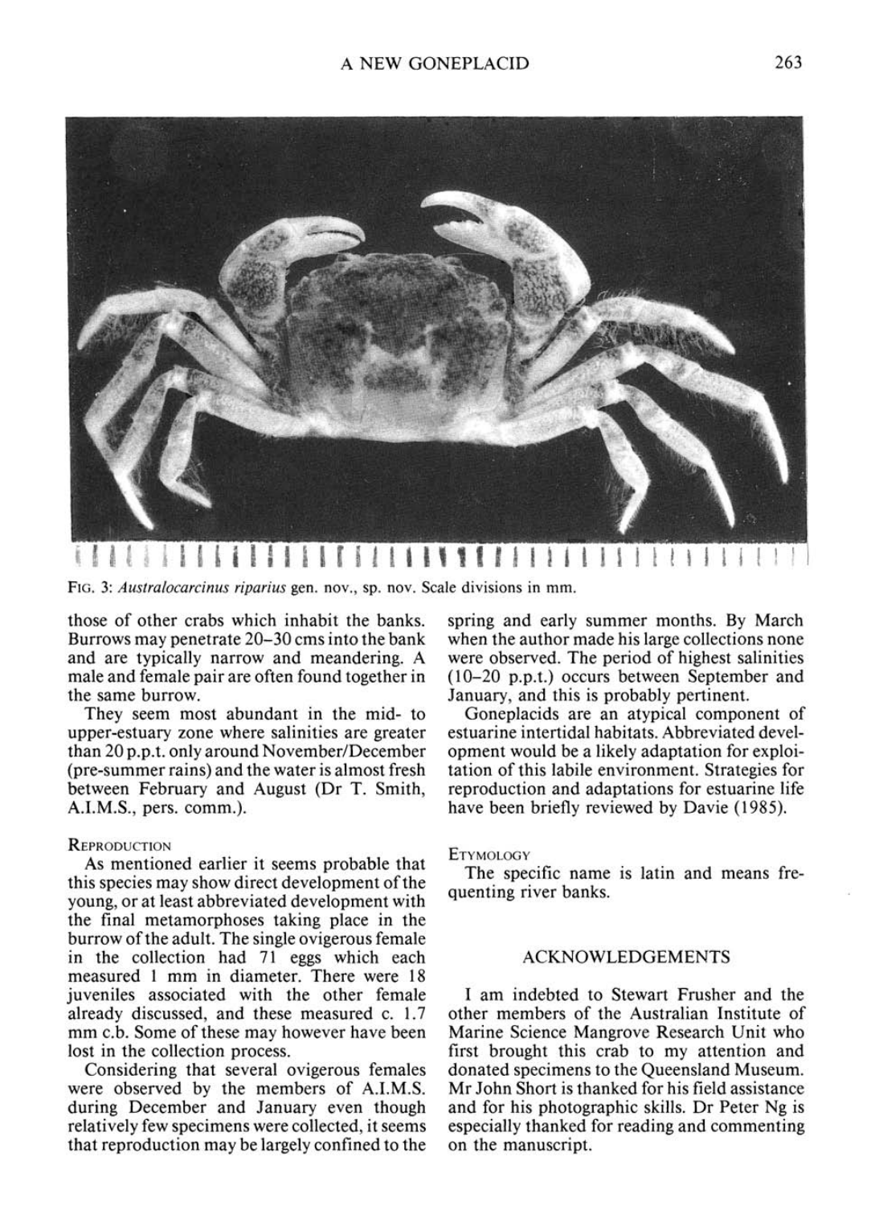FIG. 3: *Australocarcinus riparius* gen. nov., sp. nov. Scale divisions in mm.

those of other crabs which inhabit the banks. Burrows may penetrate 20–30 cms into the bank and are typically narrow and meandering. A male and female pair are often found together in the same burrow.

They seem most abundant in the mid- to upper-estuary zone where salinities are greater than 20 p.p.t. only around November/December (pre-summer rains) and the water is almost fresh between February and August (Dr T. Smith, A.I.M.S., pers. comm.).

### REPRODUCTION

As mentioned earlier it seems probable that this species may show direct development of the young, or at least abbreviated development with the final metamorphoses taking place in the burrow of the adult. The single ovigerous female in the collection had 71 eggs which each measured 1 mm in diameter. There were 18 juveniles associated with the other female already discussed, and these measured c. 1.7 mm c.b. Some of these may however have been lost in the collection process.

Considering that several ovigerous females were observed by the members of A.I.M.S. during December and January even though relatively few specimens were collected, it seems that reproduction may be largely confined to the spring and early summer months. By March when the author made his large collections none were observed. The period of highest salinities (10–20 p.p.t.) occurs between September and January, and this is probably pertinent.

Goneplacids are an atypical component of estuarine intertidal habitats. Abbreviated development would be a likely adaptation for exploitation of this labile environment. Strategies for reproduction and adaptations for estuarine life have been briefly reviewed by Davie (1985).

### ETYMOLOGY

The specific name is latin and means frequenting river banks.

## ACKNOWLEDGEMENTS

I am indebted to Stewart Frusher and the other members of the Australian Institute of Marine Science Mangrove Research Unit who first brought this crab to my attention and donated specimens to the Queensland Museum. Mr John Short is thanked for his field assistance and for his photographic skills. Dr Peter Ng is especially thanked for reading and commenting on the manuscript.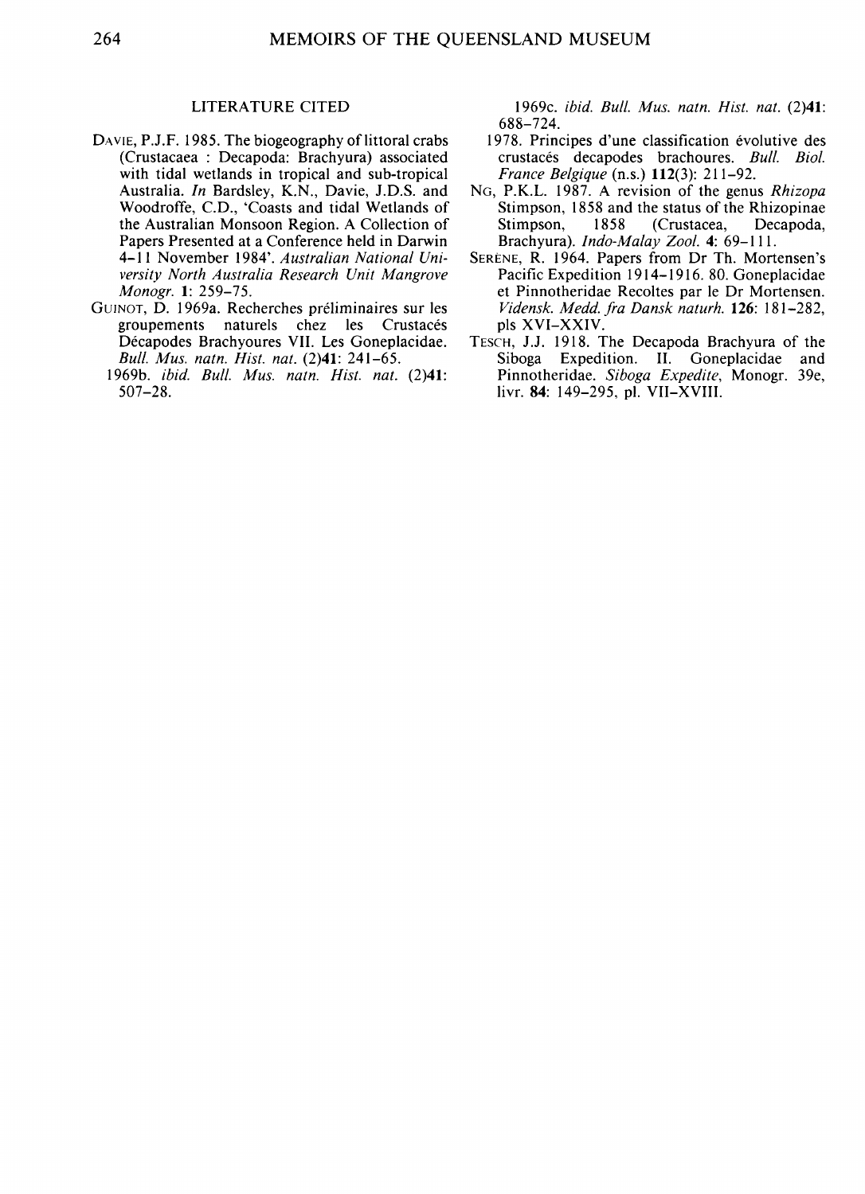## LITERATURE CITED

DAVIE, P.J.F. 1985. The biogeography of littoral crabs (Crustacaea : Decapoda: Brachyura) associated with tidal wetlands in tropical and sub-tropical Australia. *In* Bardsley, K.N., Davie, J.D.S. and Woodroffe, C.D., 'Coasts and tidal Wetlands of the Australian Monsoon Region. A Collection of Papers Presented at a Conference held in Darwin 4–11 November 1984'. *Australian National University North Australia Research Unit Mangrove Monogr.* **1**: 259–75.

GUINOT, D. 1969a. Recherches préliminaires sur les groupements naturels chez les Crustacés Décapodes Brachyoures VII. Les Goneplacidae. *Bull. Mus. natn. Hist. nat.* (2)**41**: 241–65.

1969b. *ibid. Bull. Mus. natn. Hist. nat.* (2)**41**: 507–28.

1969c. *ibid. Bull. Mus. natn. Hist. nat.* (2)**41**: 688–724.

1978. Principes d'une classification évolutive des crustacés decapodes brachoures. *Bull. Biol. France Belgique* (n.s.) **112**(3): 211–92.

NG, P.K.L. 1987. A revision of the genus *Rhizopa* Stimpson, 1858 and the status of the Rhizopinae Stimpson, 1858 (Crustacea, Decapoda, Brachyura). *Indo-Malay Zool.* **4**: 69–111.

SERÈNE, R. 1964. Papers from Dr Th. Mortensen's Pacific Expedition 1914–1916. 80. Goneplacidae et Pinnotheridae Recoltes par le Dr Mortensen. *Vidensk. Medd. fra Dansk naturh.* **126**: 181–282, pls XVI–XXIV.

TESCH, J.J. 1918. The Decapoda Brachyura of the Siboga Expedition. II. Goneplacidae and Pinnotheridae. *Siboga Expedite*, Monogr. 39e, livr. **84**: 149–295, pl. VII–XVIII.